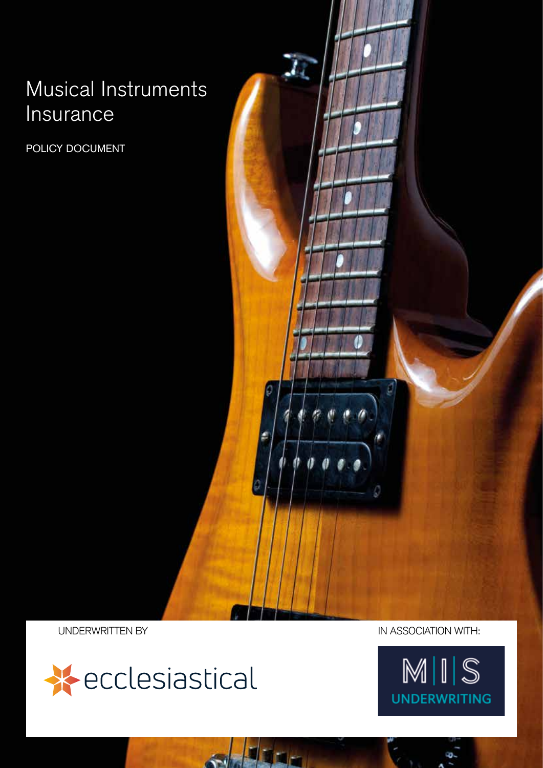# Musical Instruments Insurance

POLICY DOCUMENT

UNDERWRITTEN BY

ecclesiastical

IN ASSOCIATION WITH:

M|I|S UNDERWRITING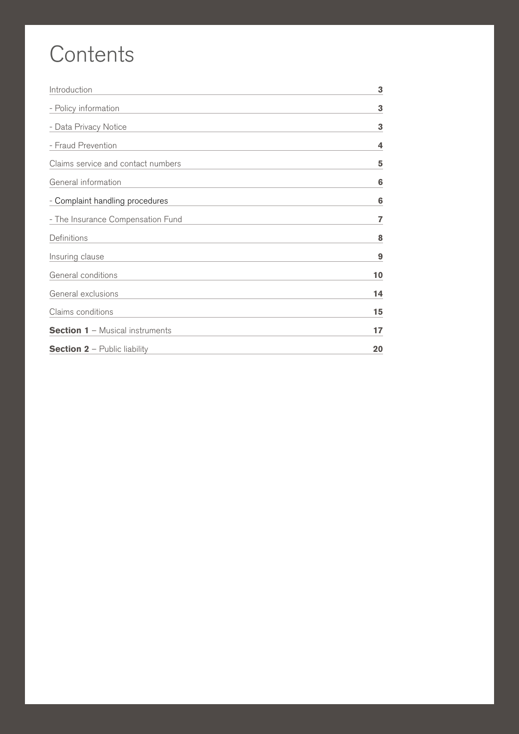# Contents

| | |
|---|---|
| Introduction | **3** |
| - Policy information | **3** |
| - Data Privacy Notice | **3** |
| - Fraud Prevention | **4** |
| Claims service and contact numbers | **5** |
| General information | **6** |
| - Complaint handling procedures | **6** |
| - The Insurance Compensation Fund | **7** |
| Definitions | **8** |
| Insuring clause | **9** |
| General conditions | **10** |
| General exclusions | **14** |
| Claims conditions | **15** |
| **Section 1** – Musical instruments | **17** |
| **Section 2** – Public liability | **20** |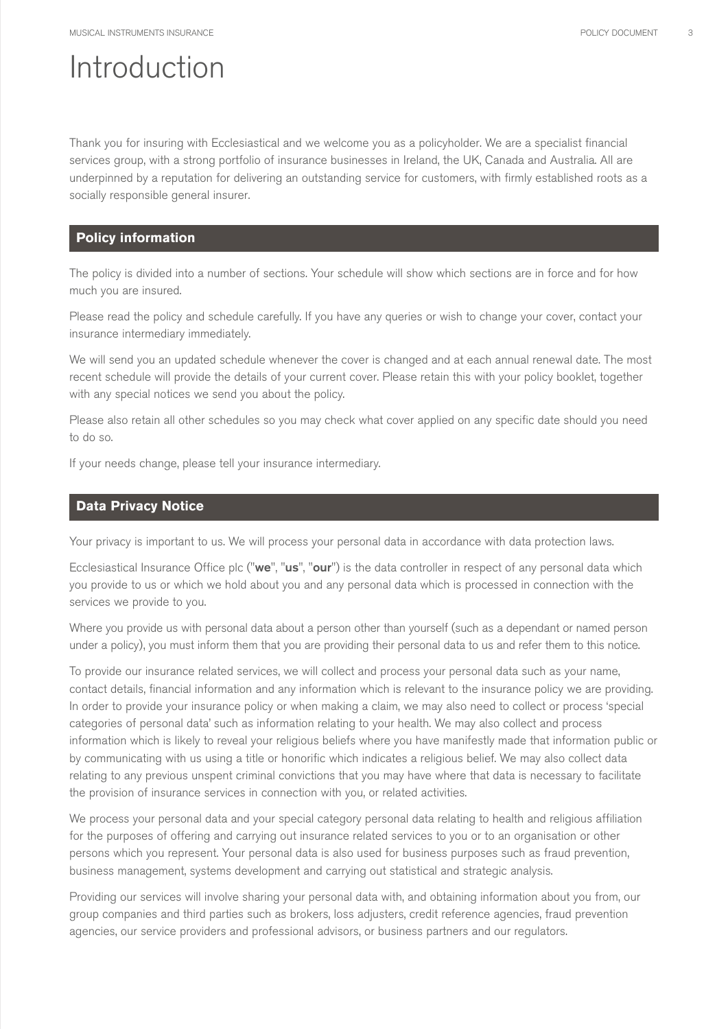# Introduction

Thank you for insuring with Ecclesiastical and we welcome you as a policyholder. We are a specialist financial services group, with a strong portfolio of insurance businesses in Ireland, the UK, Canada and Australia. All are underpinned by a reputation for delivering an outstanding service for customers, with firmly established roots as a socially responsible general insurer.

## Policy information

The policy is divided into a number of sections. Your schedule will show which sections are in force and for how much you are insured.

Please read the policy and schedule carefully. If you have any queries or wish to change your cover, contact your insurance intermediary immediately.

We will send you an updated schedule whenever the cover is changed and at each annual renewal date. The most recent schedule will provide the details of your current cover. Please retain this with your policy booklet, together with any special notices we send you about the policy.

Please also retain all other schedules so you may check what cover applied on any specific date should you need to do so.

If your needs change, please tell your insurance intermediary.

## Data Privacy Notice

Your privacy is important to us. We will process your personal data in accordance with data protection laws.

Ecclesiastical Insurance Office plc ("**we**", "**us**", "**our**") is the data controller in respect of any personal data which you provide to us or which we hold about you and any personal data which is processed in connection with the services we provide to you.

Where you provide us with personal data about a person other than yourself (such as a dependant or named person under a policy), you must inform them that you are providing their personal data to us and refer them to this notice.

To provide our insurance related services, we will collect and process your personal data such as your name, contact details, financial information and any information which is relevant to the insurance policy we are providing. In order to provide your insurance policy or when making a claim, we may also need to collect or process 'special categories of personal data' such as information relating to your health. We may also collect and process information which is likely to reveal your religious beliefs where you have manifestly made that information public or by communicating with us using a title or honorific which indicates a religious belief. We may also collect data relating to any previous unspent criminal convictions that you may have where that data is necessary to facilitate the provision of insurance services in connection with you, or related activities.

We process your personal data and your special category personal data relating to health and religious affiliation for the purposes of offering and carrying out insurance related services to you or to an organisation or other persons which you represent. Your personal data is also used for business purposes such as fraud prevention, business management, systems development and carrying out statistical and strategic analysis.

Providing our services will involve sharing your personal data with, and obtaining information about you from, our group companies and third parties such as brokers, loss adjusters, credit reference agencies, fraud prevention agencies, our service providers and professional advisors, or business partners and our regulators.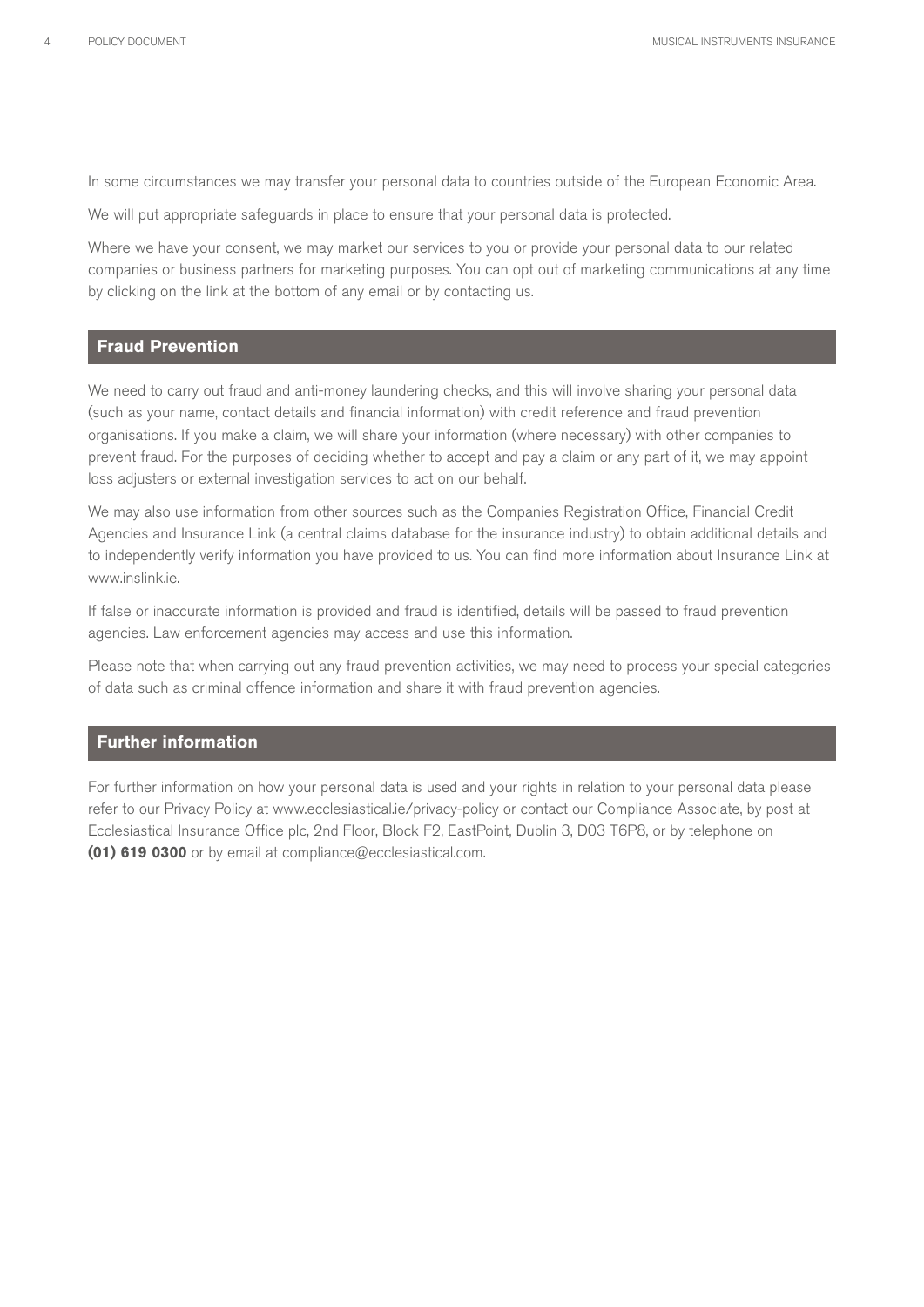In some circumstances we may transfer your personal data to countries outside of the European Economic Area.

We will put appropriate safeguards in place to ensure that your personal data is protected.

Where we have your consent, we may market our services to you or provide your personal data to our related companies or business partners for marketing purposes. You can opt out of marketing communications at any time by clicking on the link at the bottom of any email or by contacting us.

## Fraud Prevention

We need to carry out fraud and anti-money laundering checks, and this will involve sharing your personal data (such as your name, contact details and financial information) with credit reference and fraud prevention organisations. If you make a claim, we will share your information (where necessary) with other companies to prevent fraud. For the purposes of deciding whether to accept and pay a claim or any part of it, we may appoint loss adjusters or external investigation services to act on our behalf.

We may also use information from other sources such as the Companies Registration Office, Financial Credit Agencies and Insurance Link (a central claims database for the insurance industry) to obtain additional details and to independently verify information you have provided to us. You can find more information about Insurance Link at www.inslink.ie.

If false or inaccurate information is provided and fraud is identified, details will be passed to fraud prevention agencies. Law enforcement agencies may access and use this information.

Please note that when carrying out any fraud prevention activities, we may need to process your special categories of data such as criminal offence information and share it with fraud prevention agencies.

## Further information

For further information on how your personal data is used and your rights in relation to your personal data please refer to our Privacy Policy at www.ecclesiastical.ie/privacy-policy or contact our Compliance Associate, by post at Ecclesiastical Insurance Office plc, 2nd Floor, Block F2, EastPoint, Dublin 3, D03 T6P8, or by telephone on **(01) 619 0300** or by email at compliance@ecclesiastical.com.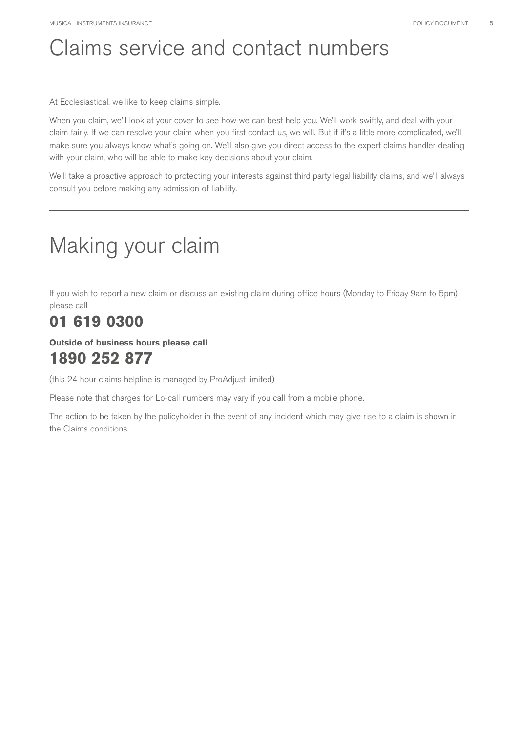# Claims service and contact numbers

At Ecclesiastical, we like to keep claims simple.

When you claim, we'll look at your cover to see how we can best help you. We'll work swiftly, and deal with your claim fairly. If we can resolve your claim when you first contact us, we will. But if it's a little more complicated, we'll make sure you always know what's going on. We'll also give you direct access to the expert claims handler dealing with your claim, who will be able to make key decisions about your claim.

We'll take a proactive approach to protecting your interests against third party legal liability claims, and we'll always consult you before making any admission of liability.

---

# Making your claim

If you wish to report a new claim or discuss an existing claim during office hours (Monday to Friday 9am to 5pm) please call

## 01 619 0300

**Outside of business hours please call**

## 1890 252 877

(this 24 hour claims helpline is managed by ProAdjust limited)

Please note that charges for Lo-call numbers may vary if you call from a mobile phone.

The action to be taken by the policyholder in the event of any incident which may give rise to a claim is shown in the Claims conditions.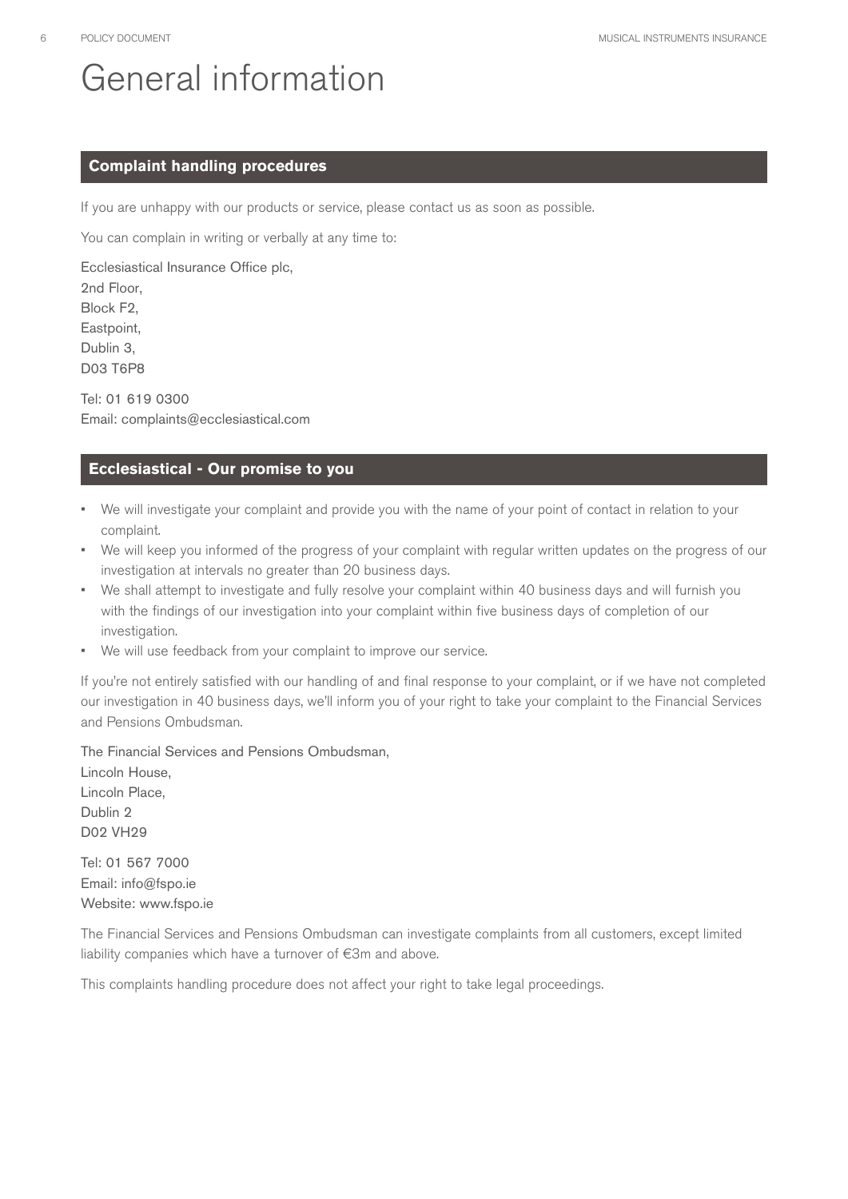# General information

## Complaint handling procedures

If you are unhappy with our products or service, please contact us as soon as possible.

You can complain in writing or verbally at any time to:

Ecclesiastical Insurance Office plc,
2nd Floor,
Block F2,
Eastpoint,
Dublin 3,
D03 T6P8

Tel: 01 619 0300
Email: complaints@ecclesiastical.com

## Ecclesiastical - Our promise to you

- We will investigate your complaint and provide you with the name of your point of contact in relation to your complaint.
- We will keep you informed of the progress of your complaint with regular written updates on the progress of our investigation at intervals no greater than 20 business days.
- We shall attempt to investigate and fully resolve your complaint within 40 business days and will furnish you with the findings of our investigation into your complaint within five business days of completion of our investigation.
- We will use feedback from your complaint to improve our service.

If you're not entirely satisfied with our handling of and final response to your complaint, or if we have not completed our investigation in 40 business days, we'll inform you of your right to take your complaint to the Financial Services and Pensions Ombudsman.

The Financial Services and Pensions Ombudsman,
Lincoln House,
Lincoln Place,
Dublin 2
D02 VH29

Tel: 01 567 7000
Email: info@fspo.ie
Website: www.fspo.ie

The Financial Services and Pensions Ombudsman can investigate complaints from all customers, except limited liability companies which have a turnover of €3m and above.

This complaints handling procedure does not affect your right to take legal proceedings.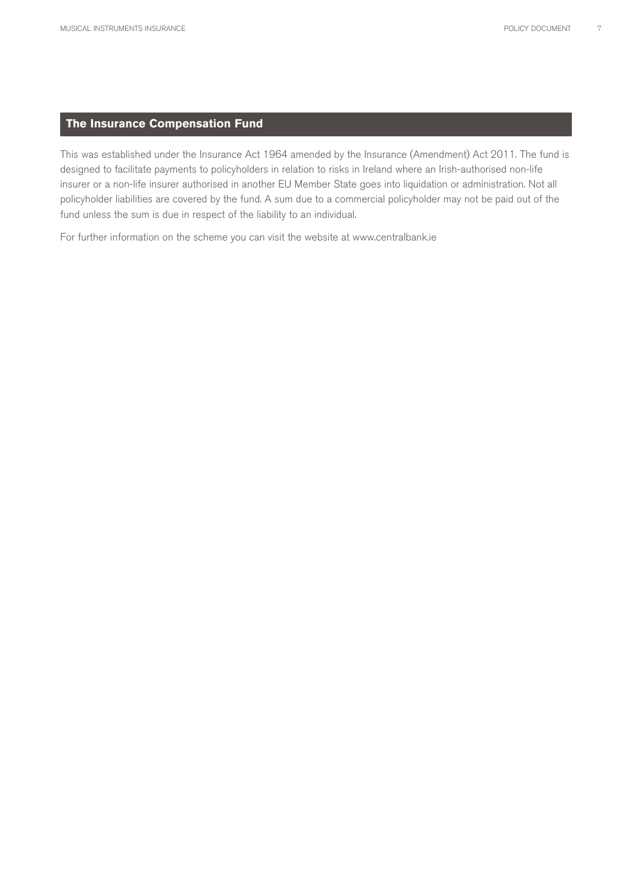## The Insurance Compensation Fund

This was established under the Insurance Act 1964 amended by the Insurance (Amendment) Act 2011. The fund is designed to facilitate payments to policyholders in relation to risks in Ireland where an Irish-authorised non-life insurer or a non-life insurer authorised in another EU Member State goes into liquidation or administration. Not all policyholder liabilities are covered by the fund. A sum due to a commercial policyholder may not be paid out of the fund unless the sum is due in respect of the liability to an individual.

For further information on the scheme you can visit the website at www.centralbank.ie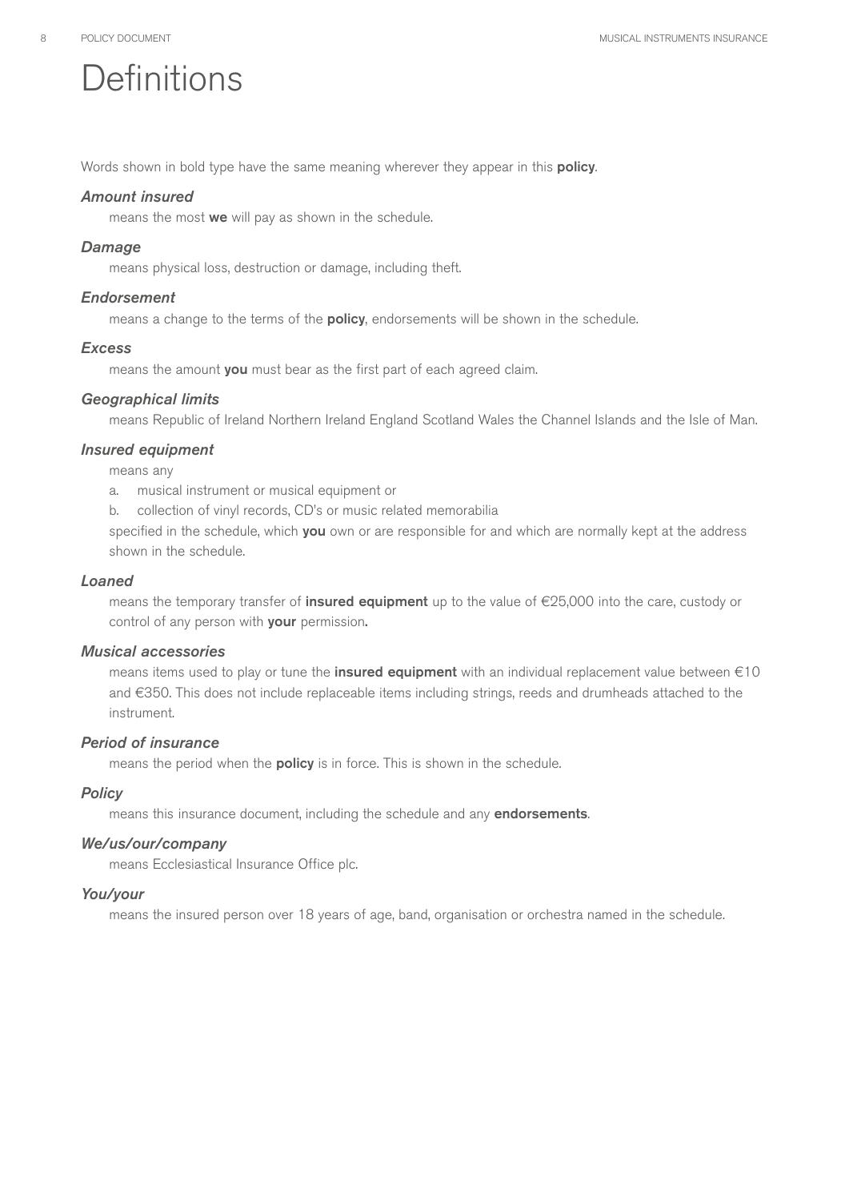# Definitions

Words shown in bold type have the same meaning wherever they appear in this **policy**.

***Amount insured***

means the most **we** will pay as shown in the schedule.

***Damage***

means physical loss, destruction or damage, including theft.

***Endorsement***

means a change to the terms of the **policy**, endorsements will be shown in the schedule.

***Excess***

means the amount **you** must bear as the first part of each agreed claim.

***Geographical limits***

means Republic of Ireland Northern Ireland England Scotland Wales the Channel Islands and the Isle of Man.

***Insured equipment***

means any

a. musical instrument or musical equipment or

b. collection of vinyl records, CD's or music related memorabilia

specified in the schedule, which **you** own or are responsible for and which are normally kept at the address shown in the schedule.

***Loaned***

means the temporary transfer of **insured equipment** up to the value of €25,000 into the care, custody or control of any person with **your** permission**.**

***Musical accessories***

means items used to play or tune the **insured equipment** with an individual replacement value between €10 and €350. This does not include replaceable items including strings, reeds and drumheads attached to the instrument.

***Period of insurance***

means the period when the **policy** is in force. This is shown in the schedule.

***Policy***

means this insurance document, including the schedule and any **endorsements**.

***We/us/our/company***

means Ecclesiastical Insurance Office plc.

***You/your***

means the insured person over 18 years of age, band, organisation or orchestra named in the schedule.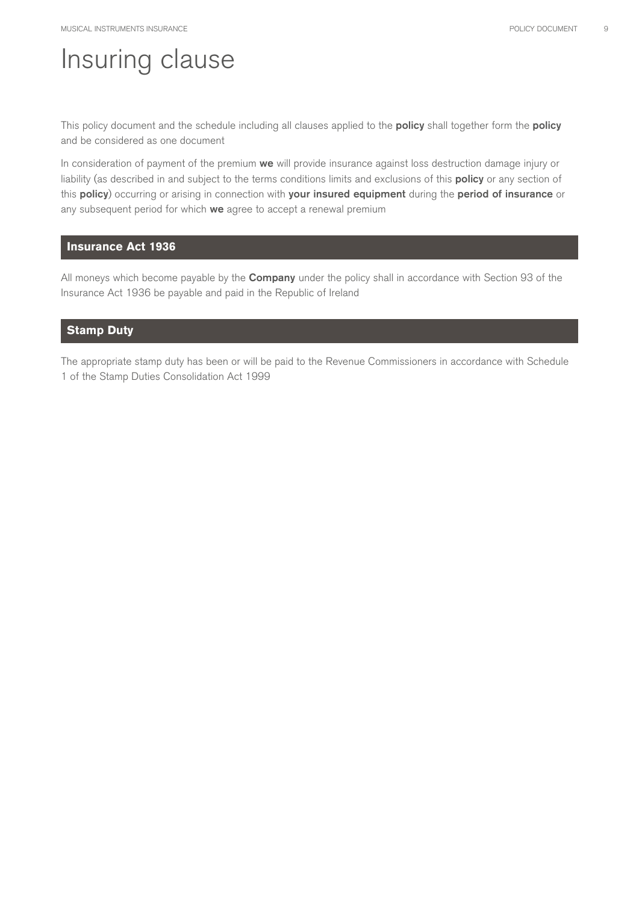# Insuring clause

This policy document and the schedule including all clauses applied to the **policy** shall together form the **policy** and be considered as one document

In consideration of payment of the premium **we** will provide insurance against loss destruction damage injury or liability (as described in and subject to the terms conditions limits and exclusions of this **policy** or any section of this **policy**) occurring or arising in connection with **your insured equipment** during the **period of insurance** or any subsequent period for which **we** agree to accept a renewal premium

## Insurance Act 1936

All moneys which become payable by the **Company** under the policy shall in accordance with Section 93 of the Insurance Act 1936 be payable and paid in the Republic of Ireland

## Stamp Duty

The appropriate stamp duty has been or will be paid to the Revenue Commissioners in accordance with Schedule 1 of the Stamp Duties Consolidation Act 1999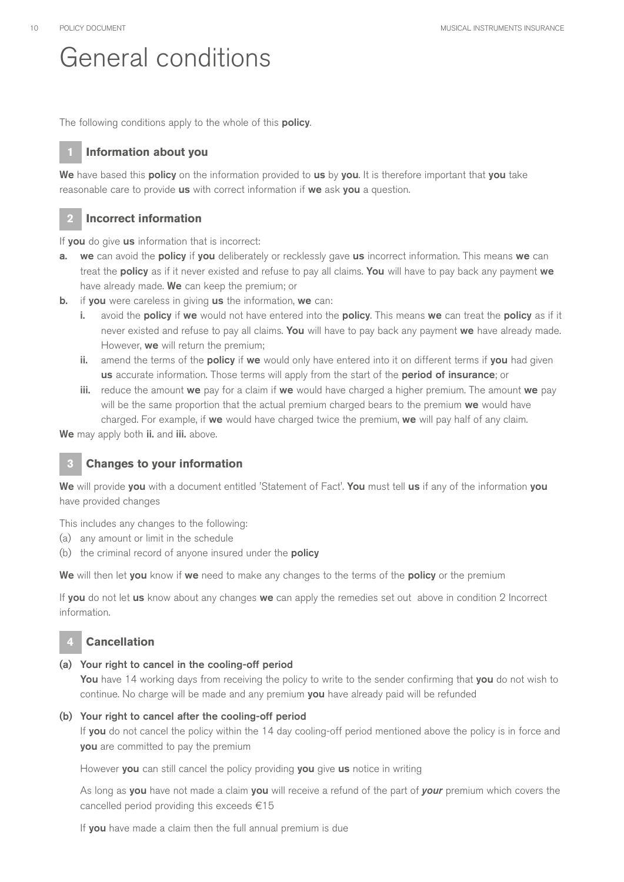# General conditions

The following conditions apply to the whole of this **policy**.

## 1 Information about you

**We** have based this **policy** on the information provided to **us** by **you**. It is therefore important that **you** take reasonable care to provide **us** with correct information if **we** ask **you** a question.

## 2 Incorrect information

If **you** do give **us** information that is incorrect:

**a.** **we** can avoid the **policy** if **you** deliberately or recklessly gave **us** incorrect information. This means **we** can treat the **policy** as if it never existed and refuse to pay all claims. **You** will have to pay back any payment **we** have already made. **We** can keep the premium; or

**b.** if **you** were careless in giving **us** the information, **we** can:

- **i.** avoid the **policy** if **we** would not have entered into the **policy**. This means **we** can treat the **policy** as if it never existed and refuse to pay all claims. **You** will have to pay back any payment **we** have already made. However, **we** will return the premium;
- **ii.** amend the terms of the **policy** if **we** would only have entered into it on different terms if **you** had given **us** accurate information. Those terms will apply from the start of the **period of insurance**; or
- **iii.** reduce the amount **we** pay for a claim if **we** would have charged a higher premium. The amount **we** pay will be the same proportion that the actual premium charged bears to the premium **we** would have charged. For example, if **we** would have charged twice the premium, **we** will pay half of any claim.

**We** may apply both **ii.** and **iii.** above.

## 3 Changes to your information

**We** will provide **you** with a document entitled 'Statement of Fact'. **You** must tell **us** if any of the information **you** have provided changes

This includes any changes to the following:

(a) any amount or limit in the schedule
(b) the criminal record of anyone insured under the **policy**

**We** will then let **you** know if **we** need to make any changes to the terms of the **policy** or the premium

If **you** do not let **us** know about any changes **we** can apply the remedies set out above in condition 2 Incorrect information.

## 4 Cancellation

**(a) Your right to cancel in the cooling-off period**

**You** have 14 working days from receiving the policy to write to the sender confirming that **you** do not wish to continue. No charge will be made and any premium **you** have already paid will be refunded

**(b) Your right to cancel after the cooling-off period**

If **you** do not cancel the policy within the 14 day cooling-off period mentioned above the policy is in force and **you** are committed to pay the premium

However **you** can still cancel the policy providing **you** give **us** notice in writing

As long as **you** have not made a claim **you** will receive a refund of the part of ***your*** premium which covers the cancelled period providing this exceeds €15

If **you** have made a claim then the full annual premium is due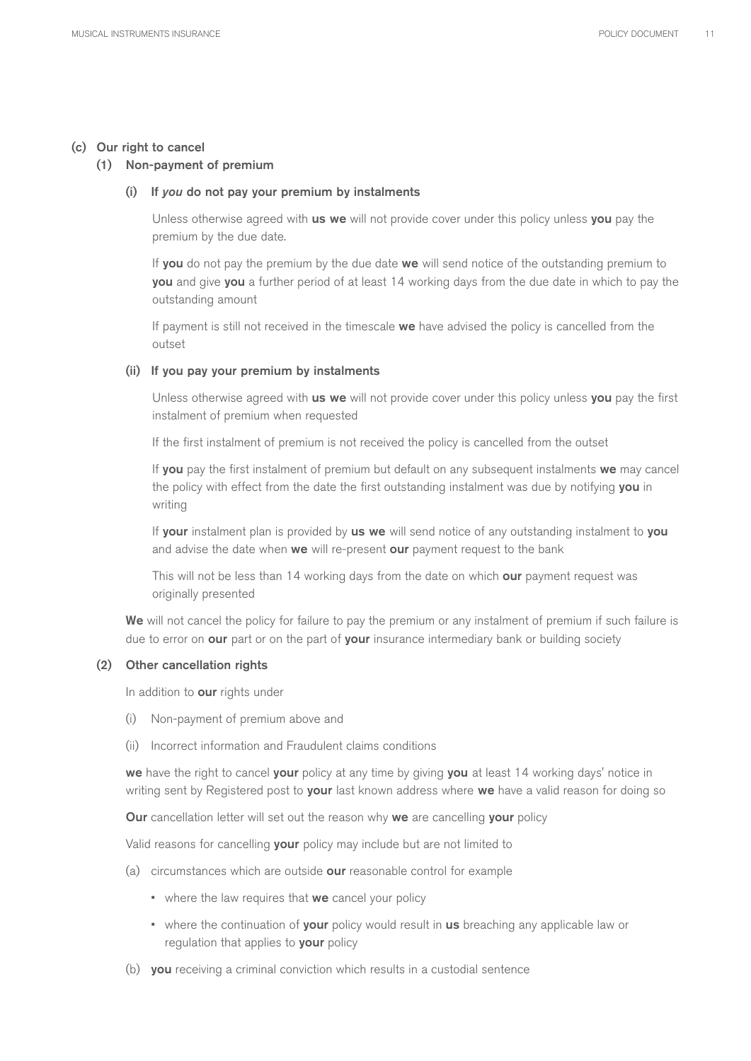### (c) Our right to cancel

#### (1) Non-payment of premium

##### (i) If *you* do not pay your premium by instalments

Unless otherwise agreed with **us** **we** will not provide cover under this policy unless **you** pay the premium by the due date.

If **you** do not pay the premium by the due date **we** will send notice of the outstanding premium to **you** and give **you** a further period of at least 14 working days from the due date in which to pay the outstanding amount

If payment is still not received in the timescale **we** have advised the policy is cancelled from the outset

##### (ii) If you pay your premium by instalments

Unless otherwise agreed with **us** **we** will not provide cover under this policy unless **you** pay the first instalment of premium when requested

If the first instalment of premium is not received the policy is cancelled from the outset

If **you** pay the first instalment of premium but default on any subsequent instalments **we** may cancel the policy with effect from the date the first outstanding instalment was due by notifying **you** in writing

If **your** instalment plan is provided by **us** **we** will send notice of any outstanding instalment to **you** and advise the date when **we** will re-present **our** payment request to the bank

This will not be less than 14 working days from the date on which **our** payment request was originally presented

**We** will not cancel the policy for failure to pay the premium or any instalment of premium if such failure is due to error on **our** part or on the part of **your** insurance intermediary bank or building society

#### (2) Other cancellation rights

In addition to **our** rights under

(i) Non-payment of premium above and

(ii) Incorrect information and Fraudulent claims conditions

**we** have the right to cancel **your** policy at any time by giving **you** at least 14 working days' notice in writing sent by Registered post to **your** last known address where **we** have a valid reason for doing so

**Our** cancellation letter will set out the reason why **we** are cancelling **your** policy

Valid reasons for cancelling **your** policy may include but are not limited to

(a) circumstances which are outside **our** reasonable control for example

- where the law requires that **we** cancel your policy
- where the continuation of **your** policy would result in **us** breaching any applicable law or regulation that applies to **your** policy

(b) **you** receiving a criminal conviction which results in a custodial sentence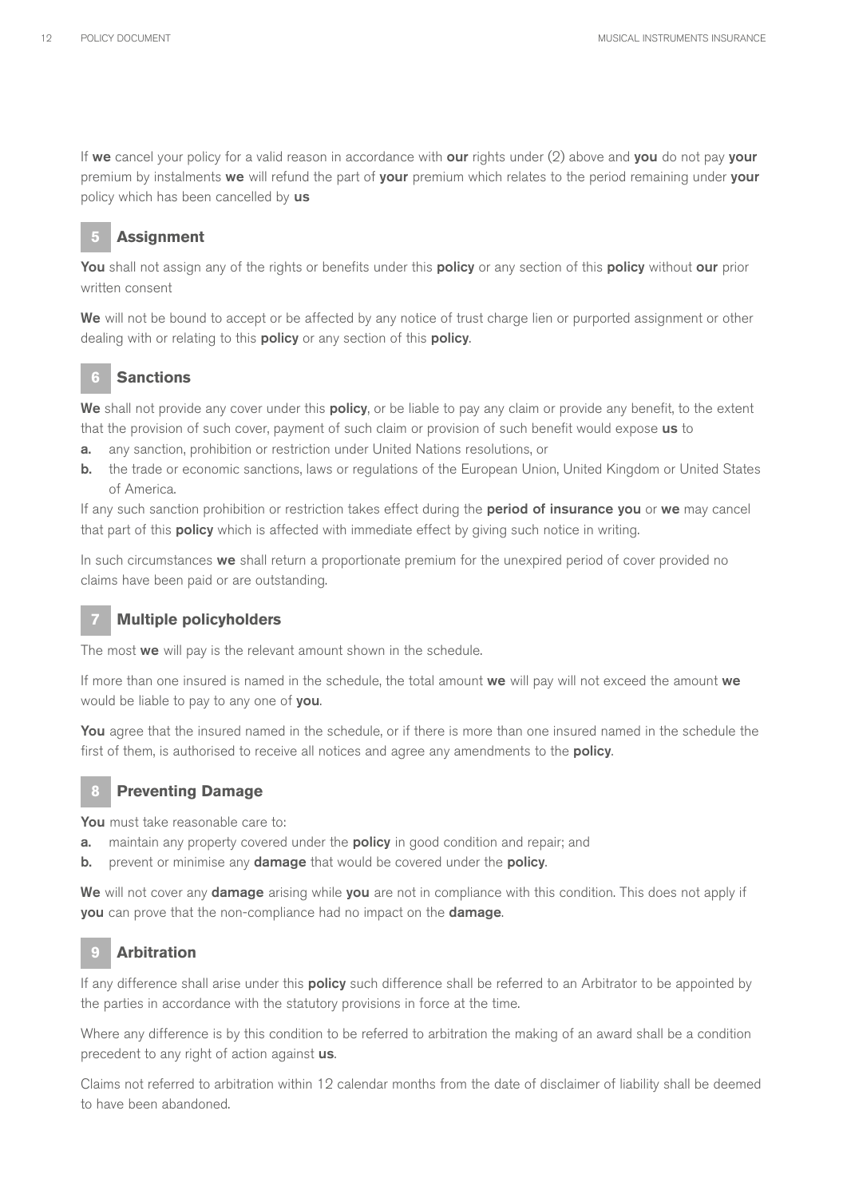If **we** cancel your policy for a valid reason in accordance with **our** rights under (2) above and **you** do not pay **your** premium by instalments **we** will refund the part of **your** premium which relates to the period remaining under **your** policy which has been cancelled by **us**

## 5 Assignment

**You** shall not assign any of the rights or benefits under this **policy** or any section of this **policy** without **our** prior written consent

**We** will not be bound to accept or be affected by any notice of trust charge lien or purported assignment or other dealing with or relating to this **policy** or any section of this **policy**.

## 6 Sanctions

**We** shall not provide any cover under this **policy**, or be liable to pay any claim or provide any benefit, to the extent that the provision of such cover, payment of such claim or provision of such benefit would expose **us** to

**a.** any sanction, prohibition or restriction under United Nations resolutions, or

**b.** the trade or economic sanctions, laws or regulations of the European Union, United Kingdom or United States of America.

If any such sanction prohibition or restriction takes effect during the **period of insurance you** or **we** may cancel that part of this **policy** which is affected with immediate effect by giving such notice in writing.

In such circumstances **we** shall return a proportionate premium for the unexpired period of cover provided no claims have been paid or are outstanding.

## 7 Multiple policyholders

The most **we** will pay is the relevant amount shown in the schedule.

If more than one insured is named in the schedule, the total amount **we** will pay will not exceed the amount **we** would be liable to pay to any one of **you**.

**You** agree that the insured named in the schedule, or if there is more than one insured named in the schedule the first of them, is authorised to receive all notices and agree any amendments to the **policy**.

## 8 Preventing Damage

**You** must take reasonable care to:

**a.** maintain any property covered under the **policy** in good condition and repair; and

**b.** prevent or minimise any **damage** that would be covered under the **policy**.

**We** will not cover any **damage** arising while **you** are not in compliance with this condition. This does not apply if **you** can prove that the non-compliance had no impact on the **damage**.

## 9 Arbitration

If any difference shall arise under this **policy** such difference shall be referred to an Arbitrator to be appointed by the parties in accordance with the statutory provisions in force at the time.

Where any difference is by this condition to be referred to arbitration the making of an award shall be a condition precedent to any right of action against **us**.

Claims not referred to arbitration within 12 calendar months from the date of disclaimer of liability shall be deemed to have been abandoned.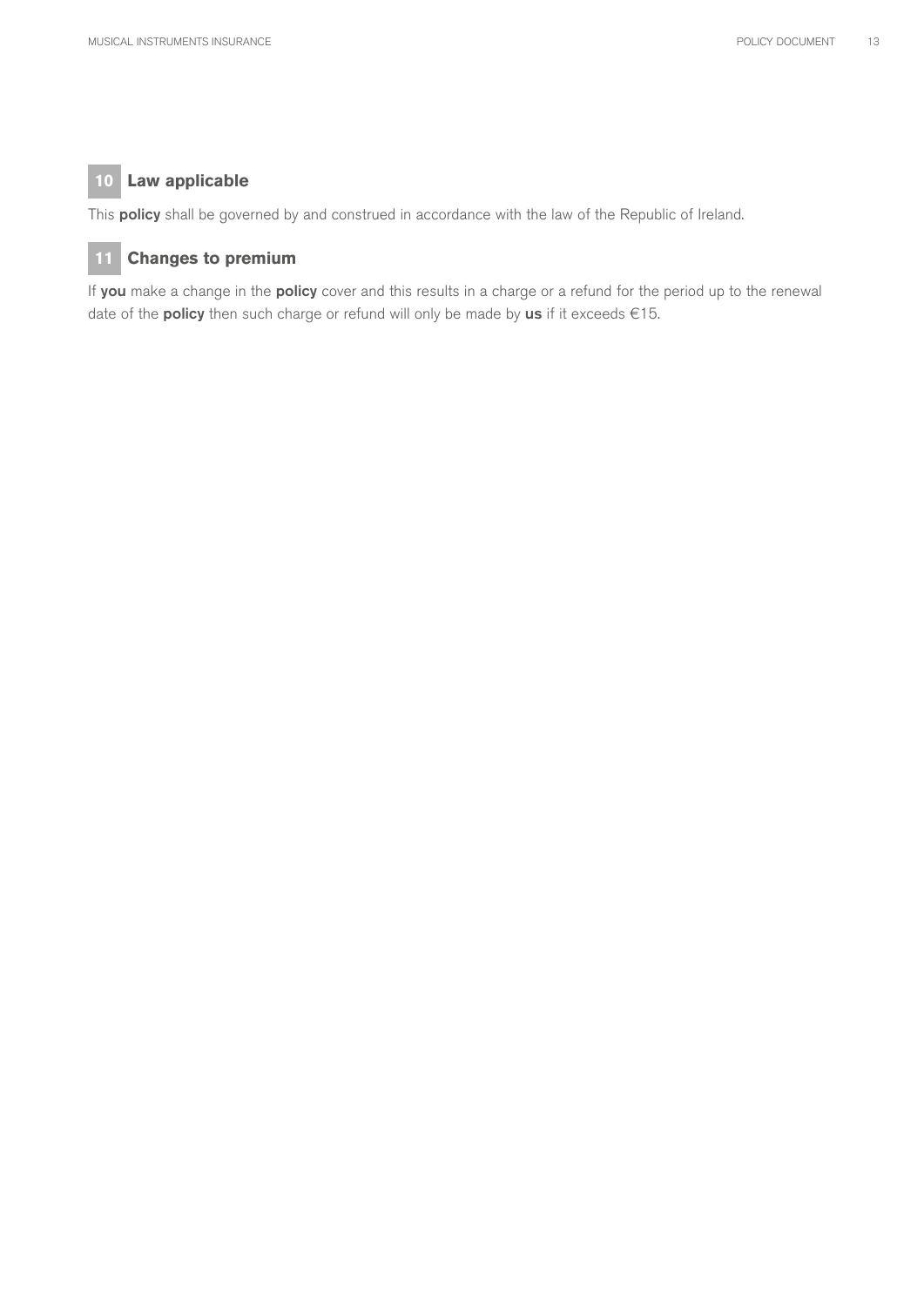## 10 Law applicable

This **policy** shall be governed by and construed in accordance with the law of the Republic of Ireland.

## 11 Changes to premium

If **you** make a change in the **policy** cover and this results in a charge or a refund for the period up to the renewal date of the **policy** then such charge or refund will only be made by **us** if it exceeds €15.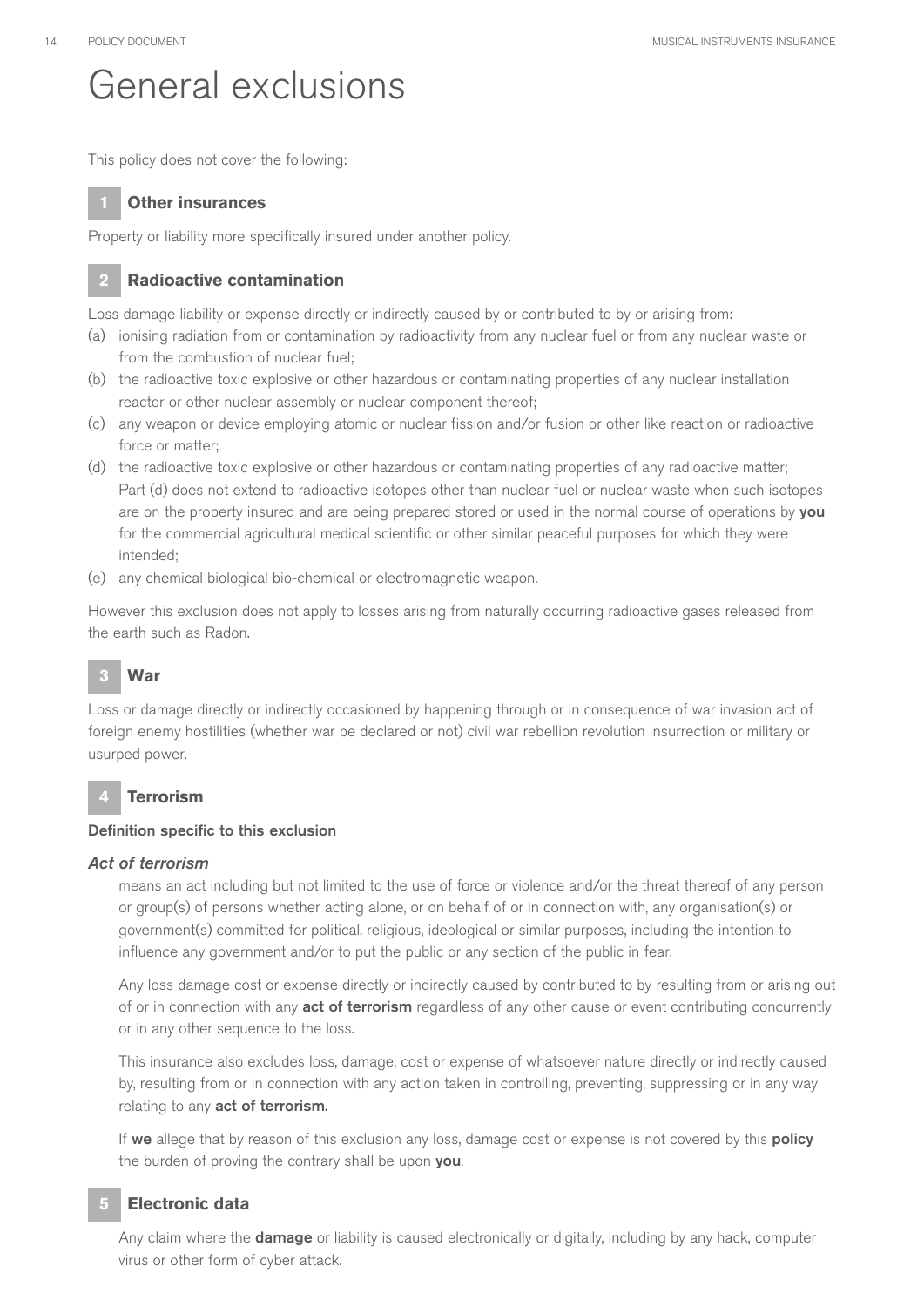# General exclusions

This policy does not cover the following:

## 1 Other insurances

Property or liability more specifically insured under another policy.

## 2 Radioactive contamination

Loss damage liability or expense directly or indirectly caused by or contributed to by or arising from:

(a) ionising radiation from or contamination by radioactivity from any nuclear fuel or from any nuclear waste or from the combustion of nuclear fuel;

(b) the radioactive toxic explosive or other hazardous or contaminating properties of any nuclear installation reactor or other nuclear assembly or nuclear component thereof;

(c) any weapon or device employing atomic or nuclear fission and/or fusion or other like reaction or radioactive force or matter;

(d) the radioactive toxic explosive or other hazardous or contaminating properties of any radioactive matter; Part (d) does not extend to radioactive isotopes other than nuclear fuel or nuclear waste when such isotopes are on the property insured and are being prepared stored or used in the normal course of operations by **you** for the commercial agricultural medical scientific or other similar peaceful purposes for which they were intended;

(e) any chemical biological bio-chemical or electromagnetic weapon.

However this exclusion does not apply to losses arising from naturally occurring radioactive gases released from the earth such as Radon.

## 3 War

Loss or damage directly or indirectly occasioned by happening through or in consequence of war invasion act of foreign enemy hostilities (whether war be declared or not) civil war rebellion revolution insurrection or military or usurped power.

## 4 Terrorism

**Definition specific to this exclusion**

***Act of terrorism***

means an act including but not limited to the use of force or violence and/or the threat thereof of any person or group(s) of persons whether acting alone, or on behalf of or in connection with, any organisation(s) or government(s) committed for political, religious, ideological or similar purposes, including the intention to influence any government and/or to put the public or any section of the public in fear.

Any loss damage cost or expense directly or indirectly caused by contributed to by resulting from or arising out of or in connection with any **act of terrorism** regardless of any other cause or event contributing concurrently or in any other sequence to the loss.

This insurance also excludes loss, damage, cost or expense of whatsoever nature directly or indirectly caused by, resulting from or in connection with any action taken in controlling, preventing, suppressing or in any way relating to any **act of terrorism.**

If **we** allege that by reason of this exclusion any loss, damage cost or expense is not covered by this **policy** the burden of proving the contrary shall be upon **you**.

## 5 Electronic data

Any claim where the **damage** or liability is caused electronically or digitally, including by any hack, computer virus or other form of cyber attack.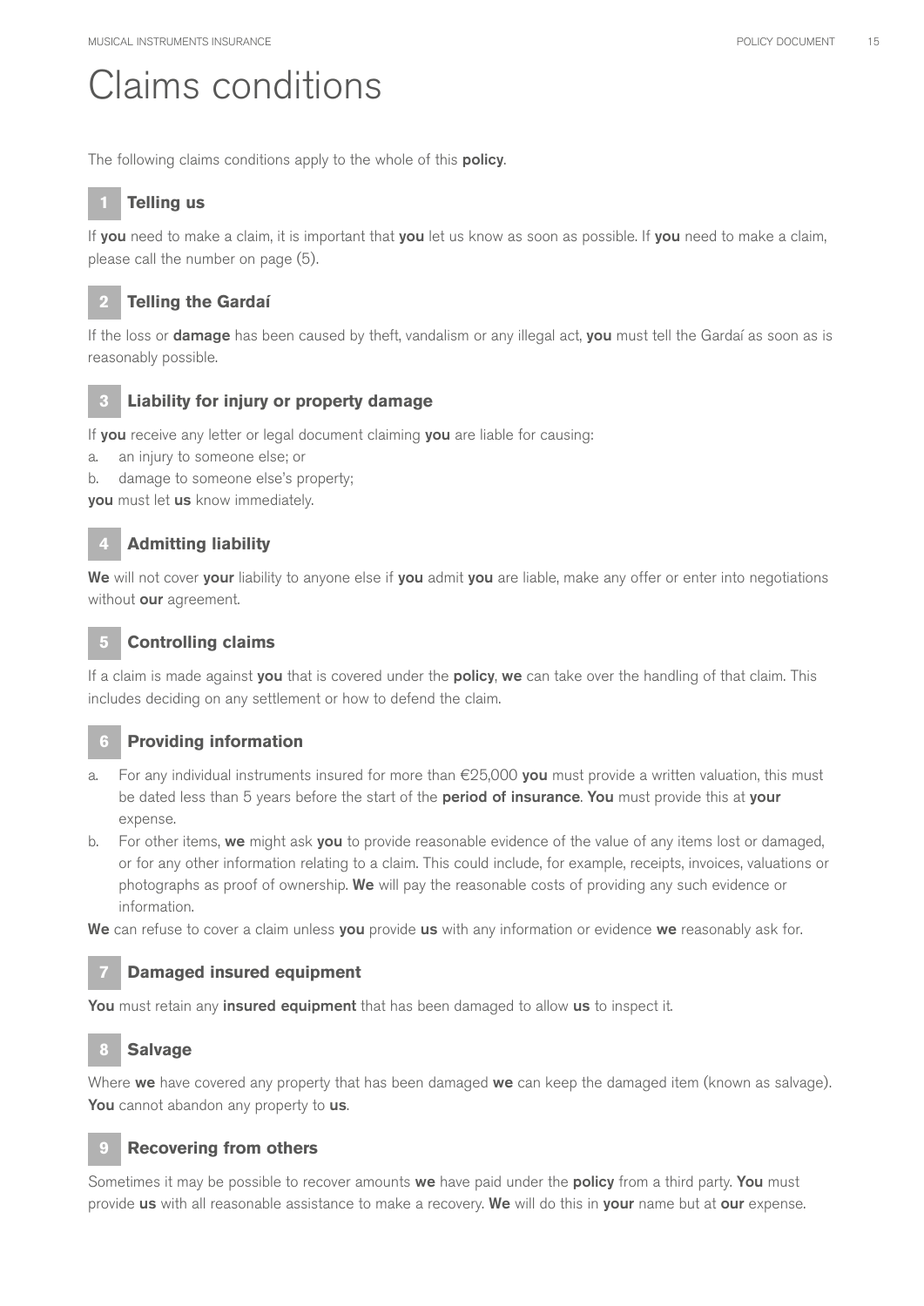# Claims conditions

The following claims conditions apply to the whole of this **policy**.

## 1 Telling us

If **you** need to make a claim, it is important that **you** let us know as soon as possible. If **you** need to make a claim, please call the number on page (5).

## 2 Telling the Gardaí

If the loss or **damage** has been caused by theft, vandalism or any illegal act, **you** must tell the Gardaí as soon as is reasonably possible.

## 3 Liability for injury or property damage

If **you** receive any letter or legal document claiming **you** are liable for causing:

a. an injury to someone else; or
b. damage to someone else's property;

**you** must let **us** know immediately.

## 4 Admitting liability

**We** will not cover **your** liability to anyone else if **you** admit **you** are liable, make any offer or enter into negotiations without **our** agreement.

## 5 Controlling claims

If a claim is made against **you** that is covered under the **policy**, **we** can take over the handling of that claim. This includes deciding on any settlement or how to defend the claim.

## 6 Providing information

a. For any individual instruments insured for more than €25,000 **you** must provide a written valuation, this must be dated less than 5 years before the start of the **period of insurance**. **You** must provide this at **your** expense.
b. For other items, **we** might ask **you** to provide reasonable evidence of the value of any items lost or damaged, or for any other information relating to a claim. This could include, for example, receipts, invoices, valuations or photographs as proof of ownership. **We** will pay the reasonable costs of providing any such evidence or information.

**We** can refuse to cover a claim unless **you** provide **us** with any information or evidence **we** reasonably ask for.

## 7 Damaged insured equipment

**You** must retain any **insured equipment** that has been damaged to allow **us** to inspect it.

## 8 Salvage

Where **we** have covered any property that has been damaged **we** can keep the damaged item (known as salvage). **You** cannot abandon any property to **us**.

## 9 Recovering from others

Sometimes it may be possible to recover amounts **we** have paid under the **policy** from a third party. **You** must provide **us** with all reasonable assistance to make a recovery. **We** will do this in **your** name but at **our** expense.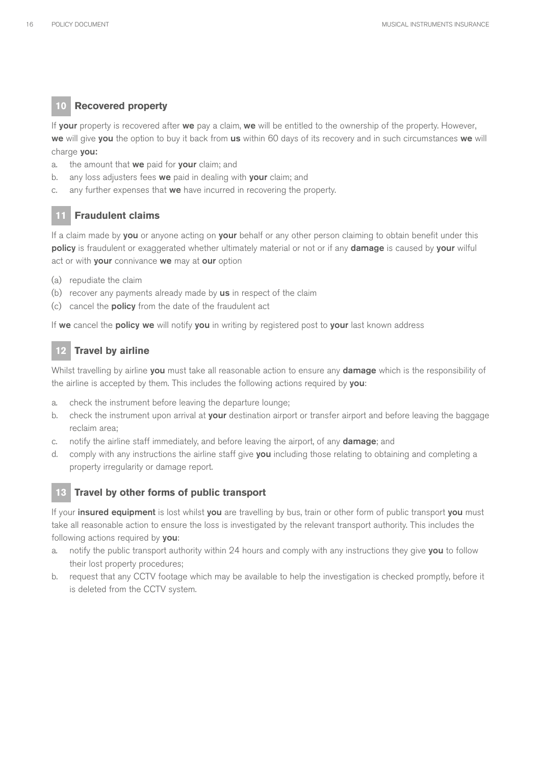## 10 Recovered property

If **your** property is recovered after **we** pay a claim, **we** will be entitled to the ownership of the property. However, **we** will give **you** the option to buy it back from **us** within 60 days of its recovery and in such circumstances **we** will charge **you:**

a. the amount that **we** paid for **your** claim; and
b. any loss adjusters fees **we** paid in dealing with **your** claim; and
c. any further expenses that **we** have incurred in recovering the property.

## 11 Fraudulent claims

If a claim made by **you** or anyone acting on **your** behalf or any other person claiming to obtain benefit under this **policy** is fraudulent or exaggerated whether ultimately material or not or if any **damage** is caused by **your** wilful act or with **your** connivance **we** may at **our** option

(a) repudiate the claim
(b) recover any payments already made by **us** in respect of the claim
(c) cancel the **policy** from the date of the fraudulent act

If **we** cancel the **policy we** will notify **you** in writing by registered post to **your** last known address

## 12 Travel by airline

Whilst travelling by airline **you** must take all reasonable action to ensure any **damage** which is the responsibility of the airline is accepted by them. This includes the following actions required by **you**:

a. check the instrument before leaving the departure lounge;
b. check the instrument upon arrival at **your** destination airport or transfer airport and before leaving the baggage reclaim area;
c. notify the airline staff immediately, and before leaving the airport, of any **damage**; and
d. comply with any instructions the airline staff give **you** including those relating to obtaining and completing a property irregularity or damage report.

## 13 Travel by other forms of public transport

If your **insured equipment** is lost whilst **you** are travelling by bus, train or other form of public transport **you** must take all reasonable action to ensure the loss is investigated by the relevant transport authority. This includes the following actions required by **you**:

a. notify the public transport authority within 24 hours and comply with any instructions they give **you** to follow their lost property procedures;
b. request that any CCTV footage which may be available to help the investigation is checked promptly, before it is deleted from the CCTV system.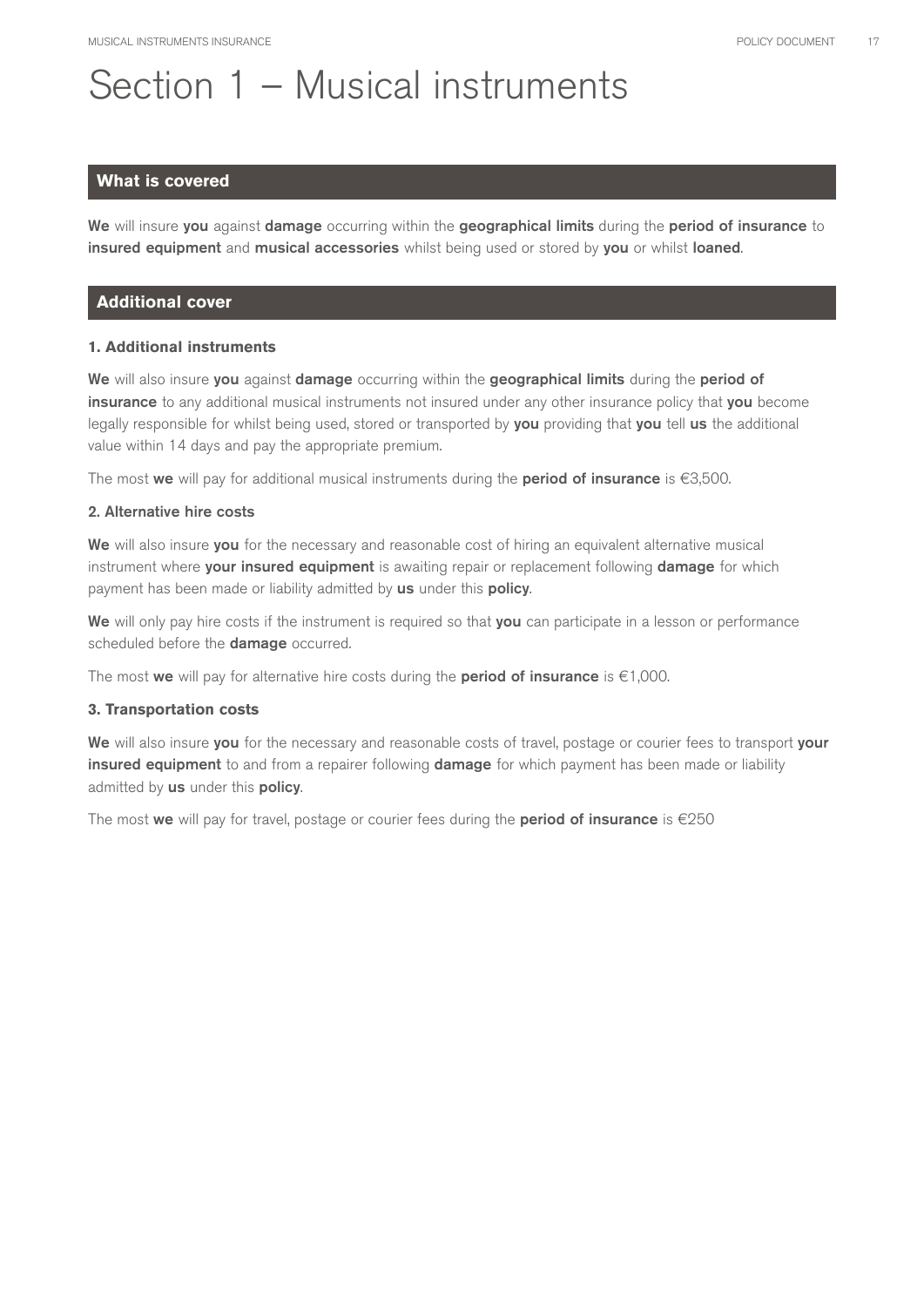# Section 1 – Musical instruments

## What is covered

**We** will insure **you** against **damage** occurring within the **geographical limits** during the **period of insurance** to **insured equipment** and **musical accessories** whilst being used or stored by **you** or whilst **loaned**.

## Additional cover

### 1. Additional instruments

**We** will also insure **you** against **damage** occurring within the **geographical limits** during the **period of insurance** to any additional musical instruments not insured under any other insurance policy that **you** become legally responsible for whilst being used, stored or transported by **you** providing that **you** tell **us** the additional value within 14 days and pay the appropriate premium.

The most **we** will pay for additional musical instruments during the **period of insurance** is €3,500.

### 2. Alternative hire costs

**We** will also insure **you** for the necessary and reasonable cost of hiring an equivalent alternative musical instrument where **your insured equipment** is awaiting repair or replacement following **damage** for which payment has been made or liability admitted by **us** under this **policy**.

**We** will only pay hire costs if the instrument is required so that **you** can participate in a lesson or performance scheduled before the **damage** occurred.

The most **we** will pay for alternative hire costs during the **period of insurance** is €1,000.

### 3. Transportation costs

**We** will also insure **you** for the necessary and reasonable costs of travel, postage or courier fees to transport **your insured equipment** to and from a repairer following **damage** for which payment has been made or liability admitted by **us** under this **policy**.

The most **we** will pay for travel, postage or courier fees during the **period of insurance** is €250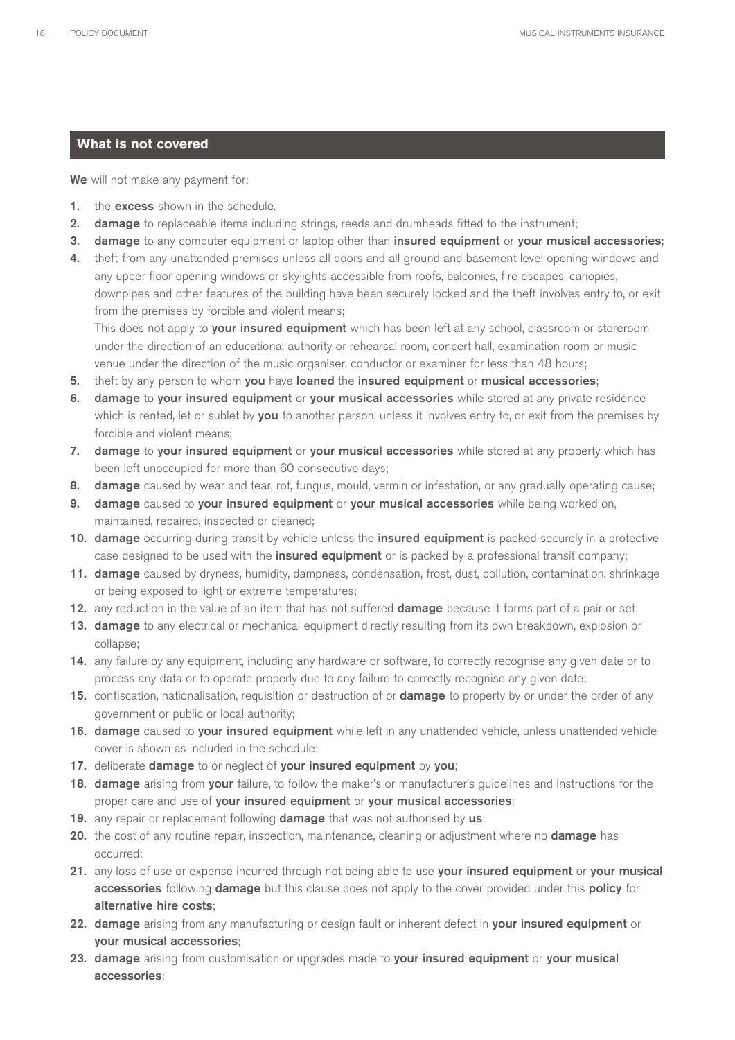## What is not covered

**We** will not make any payment for:

1. the **excess** shown in the schedule.
2. **damage** to replaceable items including strings, reeds and drumheads fitted to the instrument;
3. **damage** to any computer equipment or laptop other than **insured equipment** or **your musical accessories**;
4. theft from any unattended premises unless all doors and all ground and basement level opening windows and any upper floor opening windows or skylights accessible from roofs, balconies, fire escapes, canopies, downpipes and other features of the building have been securely locked and the theft involves entry to, or exit from the premises by forcible and violent means;

   This does not apply to **your insured equipment** which has been left at any school, classroom or storeroom under the direction of an educational authority or rehearsal room, concert hall, examination room or music venue under the direction of the music organiser, conductor or examiner for less than 48 hours;
5. theft by any person to whom **you** have **loaned** the **insured equipment** or **musical accessories**;
6. **damage** to **your insured equipment** or **your musical accessories** while stored at any private residence which is rented, let or sublet by **you** to another person, unless it involves entry to, or exit from the premises by forcible and violent means;
7. **damage** to **your insured equipment** or **your musical accessories** while stored at any property which has been left unoccupied for more than 60 consecutive days;
8. **damage** caused by wear and tear, rot, fungus, mould, vermin or infestation, or any gradually operating cause;
9. **damage** caused to **your insured equipment** or **your musical accessories** while being worked on, maintained, repaired, inspected or cleaned;
10. **damage** occurring during transit by vehicle unless the **insured equipment** is packed securely in a protective case designed to be used with the **insured equipment** or is packed by a professional transit company;
11. **damage** caused by dryness, humidity, dampness, condensation, frost, dust, pollution, contamination, shrinkage or being exposed to light or extreme temperatures;
12. any reduction in the value of an item that has not suffered **damage** because it forms part of a pair or set;
13. **damage** to any electrical or mechanical equipment directly resulting from its own breakdown, explosion or collapse;
14. any failure by any equipment, including any hardware or software, to correctly recognise any given date or to process any data or to operate properly due to any failure to correctly recognise any given date;
15. confiscation, nationalisation, requisition or destruction of or **damage** to property by or under the order of any government or public or local authority;
16. **damage** caused to **your insured equipment** while left in any unattended vehicle, unless unattended vehicle cover is shown as included in the schedule;
17. deliberate **damage** to or neglect of **your insured equipment** by **you**;
18. **damage** arising from **your** failure, to follow the maker's or manufacturer's guidelines and instructions for the proper care and use of **your insured equipment** or **your musical accessories**;
19. any repair or replacement following **damage** that was not authorised by **us**;
20. the cost of any routine repair, inspection, maintenance, cleaning or adjustment where no **damage** has occurred;
21. any loss of use or expense incurred through not being able to use **your insured equipment** or **your musical accessories** following **damage** but this clause does not apply to the cover provided under this **policy** for **alternative hire costs**;
22. **damage** arising from any manufacturing or design fault or inherent defect in **your insured equipment** or **your musical accessories**;
23. **damage** arising from customisation or upgrades made to **your insured equipment** or **your musical accessories**;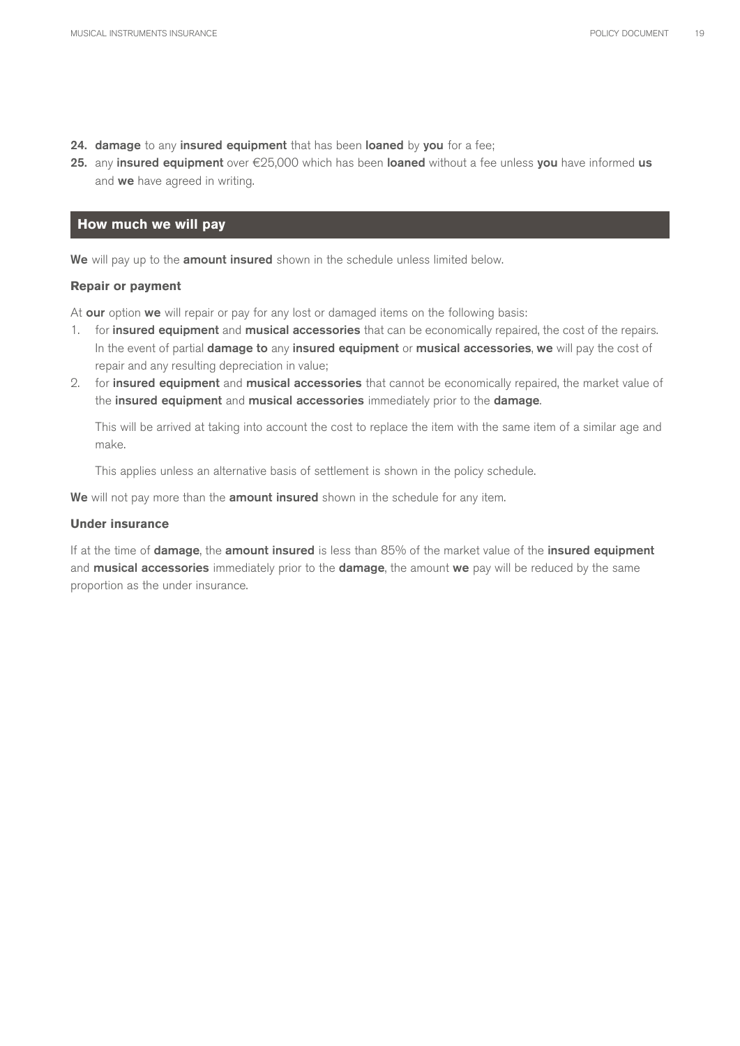24. **damage** to any **insured equipment** that has been **loaned** by **you** for a fee;
25. any **insured equipment** over €25,000 which has been **loaned** without a fee unless **you** have informed **us** and **we** have agreed in writing.

## How much we will pay

**We** will pay up to the **amount insured** shown in the schedule unless limited below.

### Repair or payment

At **our** option **we** will repair or pay for any lost or damaged items on the following basis:

1. for **insured equipment** and **musical accessories** that can be economically repaired, the cost of the repairs. In the event of partial **damage to** any **insured equipment** or **musical accessories**, **we** will pay the cost of repair and any resulting depreciation in value;
2. for **insured equipment** and **musical accessories** that cannot be economically repaired, the market value of the **insured equipment** and **musical accessories** immediately prior to the **damage**.

   This will be arrived at taking into account the cost to replace the item with the same item of a similar age and make.

   This applies unless an alternative basis of settlement is shown in the policy schedule.

**We** will not pay more than the **amount insured** shown in the schedule for any item.

### Under insurance

If at the time of **damage**, the **amount insured** is less than 85% of the market value of the **insured equipment** and **musical accessories** immediately prior to the **damage**, the amount **we** pay will be reduced by the same proportion as the under insurance.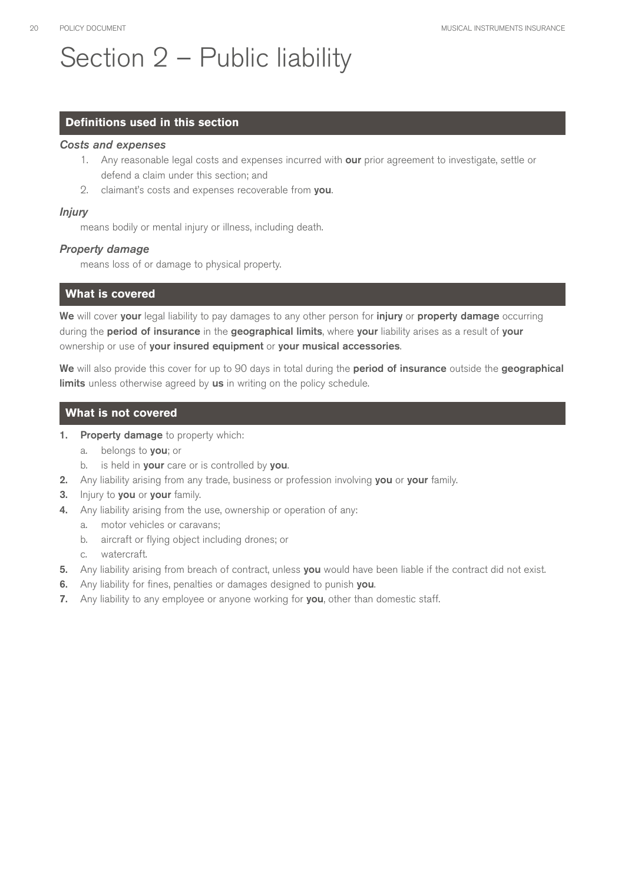# Section 2 – Public liability

## Definitions used in this section

***Costs and expenses***

1. Any reasonable legal costs and expenses incurred with **our** prior agreement to investigate, settle or defend a claim under this section; and
2. claimant's costs and expenses recoverable from **you**.

***Injury***

means bodily or mental injury or illness, including death.

***Property damage***

means loss of or damage to physical property.

## What is covered

**We** will cover **your** legal liability to pay damages to any other person for **injury** or **property damage** occurring during the **period of insurance** in the **geographical limits**, where **your** liability arises as a result of **your** ownership or use of **your insured equipment** or **your musical accessories**.

**We** will also provide this cover for up to 90 days in total during the **period of insurance** outside the **geographical limits** unless otherwise agreed by **us** in writing on the policy schedule.

## What is not covered

1. **Property damage** to property which:
   a. belongs to **you**; or
   b. is held in **your** care or is controlled by **you**.
2. Any liability arising from any trade, business or profession involving **you** or **your** family.
3. Injury to **you** or **your** family.
4. Any liability arising from the use, ownership or operation of any:
   a. motor vehicles or caravans;
   b. aircraft or flying object including drones; or
   c. watercraft.
5. Any liability arising from breach of contract, unless **you** would have been liable if the contract did not exist.
6. Any liability for fines, penalties or damages designed to punish **you**.
7. Any liability to any employee or anyone working for **you**, other than domestic staff.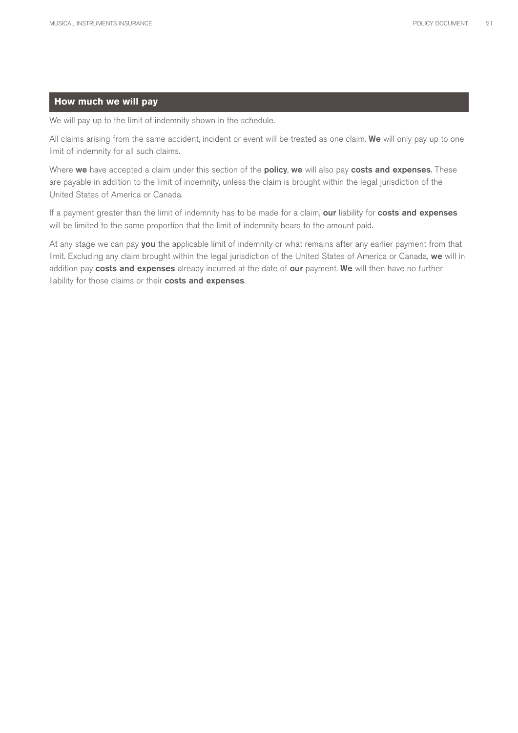## How much we will pay

We will pay up to the limit of indemnity shown in the schedule.

All claims arising from the same accident, incident or event will be treated as one claim. **We** will only pay up to one limit of indemnity for all such claims.

Where **we** have accepted a claim under this section of the **policy**, **we** will also pay **costs and expenses**. These are payable in addition to the limit of indemnity, unless the claim is brought within the legal jurisdiction of the United States of America or Canada.

If a payment greater than the limit of indemnity has to be made for a claim, **our** liability for **costs and expenses** will be limited to the same proportion that the limit of indemnity bears to the amount paid.

At any stage we can pay **you** the applicable limit of indemnity or what remains after any earlier payment from that limit. Excluding any claim brought within the legal jurisdiction of the United States of America or Canada, **we** will in addition pay **costs and expenses** already incurred at the date of **our** payment. **We** will then have no further liability for those claims or their **costs and expenses**.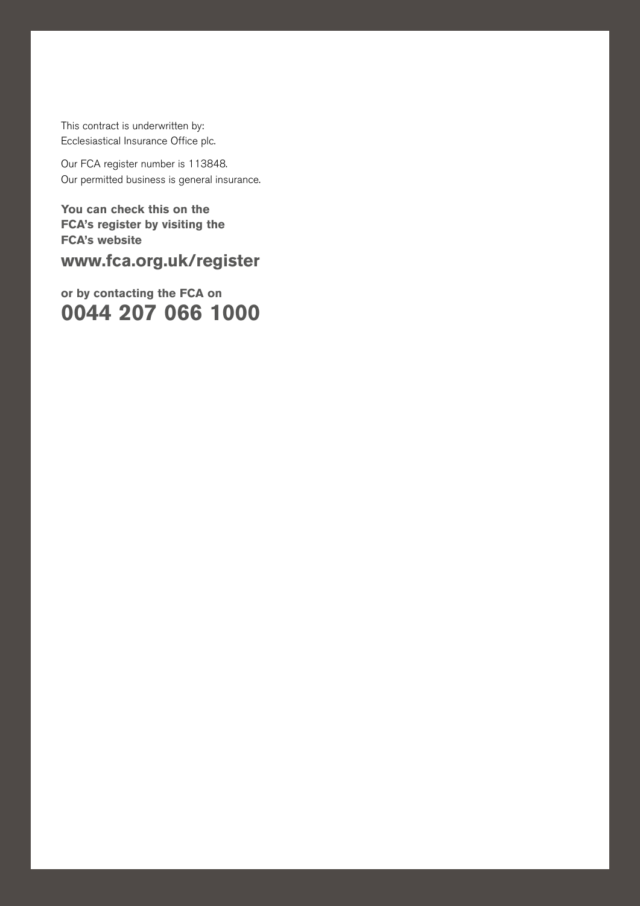This contract is underwritten by:
Ecclesiastical Insurance Office plc.

Our FCA register number is 113848.
Our permitted business is general insurance.

**You can check this on the FCA's register by visiting the FCA's website**

**www.fca.org.uk/register**

**or by contacting the FCA on**

**0044 207 066 1000**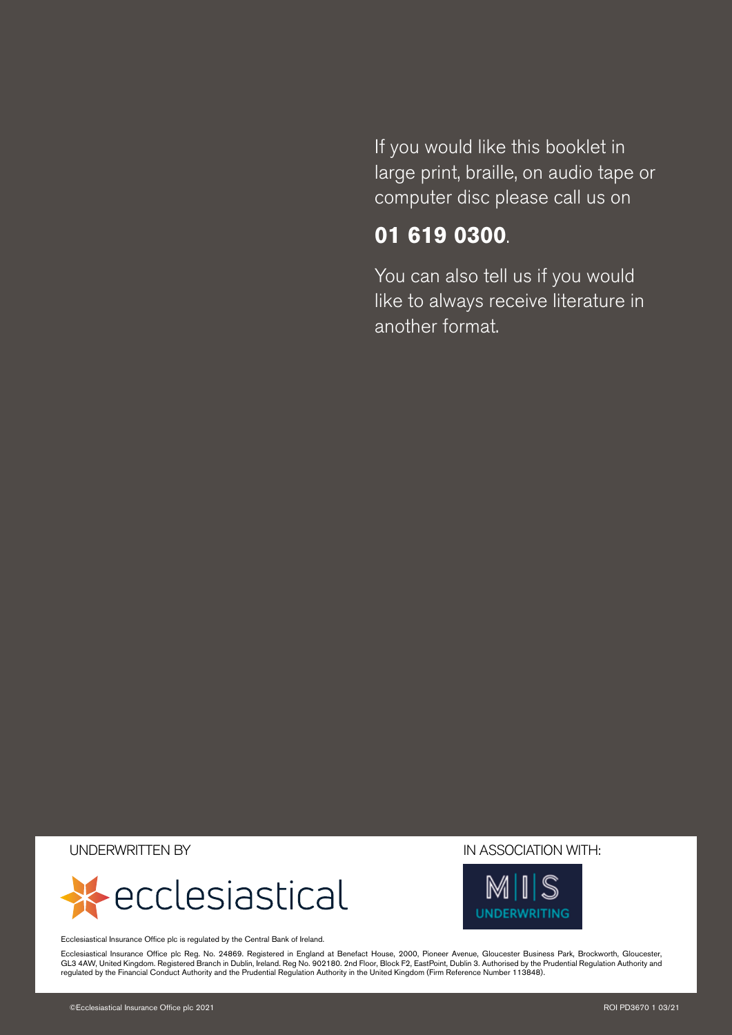If you would like this booklet in large print, braille, on audio tape or computer disc please call us on

**01 619 0300**.

You can also tell us if you would like to always receive literature in another format.

UNDERWRITTEN BY

ecclesiastical

IN ASSOCIATION WITH:

MIIS UNDERWRITING

Ecclesiastical Insurance Office plc is regulated by the Central Bank of Ireland.

Ecclesiastical Insurance Office plc Reg. No. 24869. Registered in England at Benefact House, 2000, Pioneer Avenue, Gloucester Business Park, Brockworth, Gloucester, GL3 4AW, United Kingdom. Registered Branch in Dublin, Ireland. Reg No. 902180. 2nd Floor, Block F2, EastPoint, Dublin 3. Authorised by the Prudential Regulation Authority and regulated by the Financial Conduct Authority and the Prudential Regulation Authority in the United Kingdom (Firm Reference Number 113848).

©Ecclesiastical Insurance Office plc 2021

ROI PD3670 1 03/21